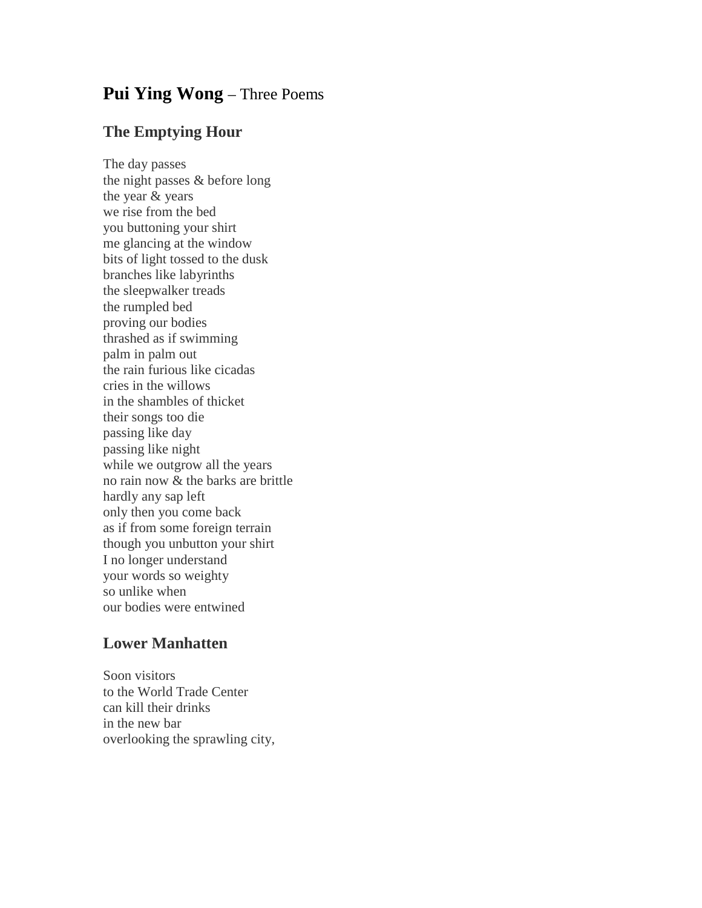# **Pui Ying Wong** – Three Poems

## The Emptying Hour

The day passes  
the night passes & before long  
the year & years  
we rise from the bed  
you buttoning your shirt  
me glancing at the window  
bits of light tossed to the dusk  
branches like labyrinths  
the sleepwalker treads  
the rumpled bed  
proving our bodies  
thrashed as if swimming  
palm in palm out  
the rain furious like cicadas  
cries in the willows  
in the shambles of thicket  
their songs too die  
passing like day  
passing like night  
while we outgrow all the years  
no rain now & the barks are brittle  
hardly any sap left  
only then you come back  
as if from some foreign terrain  
though you unbutton your shirt  
I no longer understand  
your words so weighty  
so unlike when  
our bodies were entwined

## Lower Manhatten

Soon visitors  
to the World Trade Center  
can kill their drinks  
in the new bar  
overlooking the sprawling city,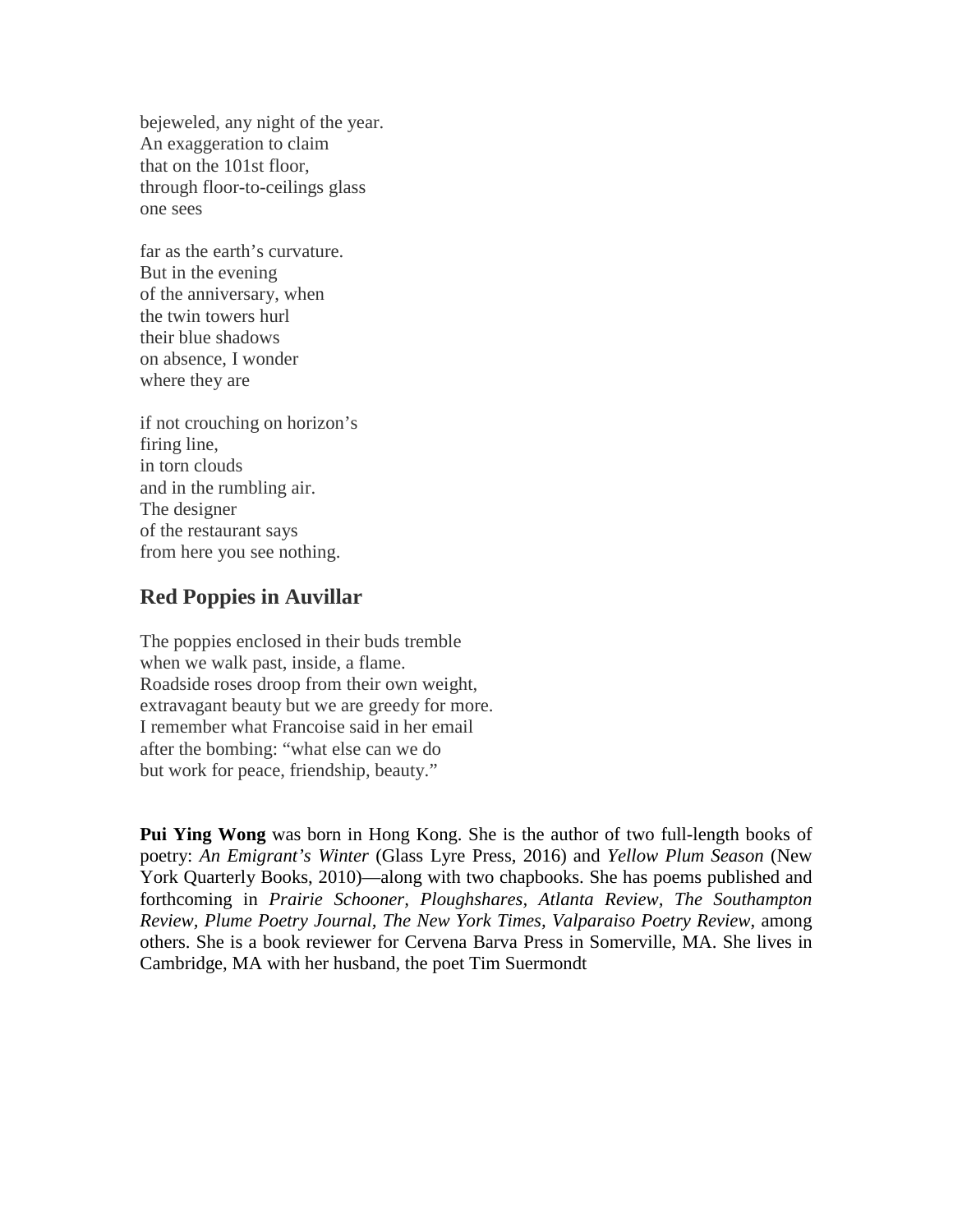bejeweled, any night of the year.  
An exaggeration to claim  
that on the 101st floor,  
through floor-to-ceilings glass  
one sees

far as the earth's curvature.  
But in the evening  
of the anniversary, when  
the twin towers hurl  
their blue shadows  
on absence, I wonder  
where they are

if not crouching on horizon's  
firing line,  
in torn clouds  
and in the rumbling air.  
The designer  
of the restaurant says  
from here you see nothing.

## Red Poppies in Auvillar

The poppies enclosed in their buds tremble  
when we walk past, inside, a flame.  
Roadside roses droop from their own weight,  
extravagant beauty but we are greedy for more.  
I remember what Francoise said in her email  
after the bombing: "what else can we do  
but work for peace, friendship, beauty."

**Pui Ying Wong** was born in Hong Kong. She is the author of two full-length books of poetry: *An Emigrant's Winter* (Glass Lyre Press, 2016) and *Yellow Plum Season* (New York Quarterly Books, 2010)—along with two chapbooks. She has poems published and forthcoming in *Prairie Schooner, Ploughshares, Atlanta Review, The Southampton Review, Plume Poetry Journal, The New York Times, Valparaiso Poetry Review*, among others. She is a book reviewer for Cervena Barva Press in Somerville, MA. She lives in Cambridge, MA with her husband, the poet Tim Suermondt